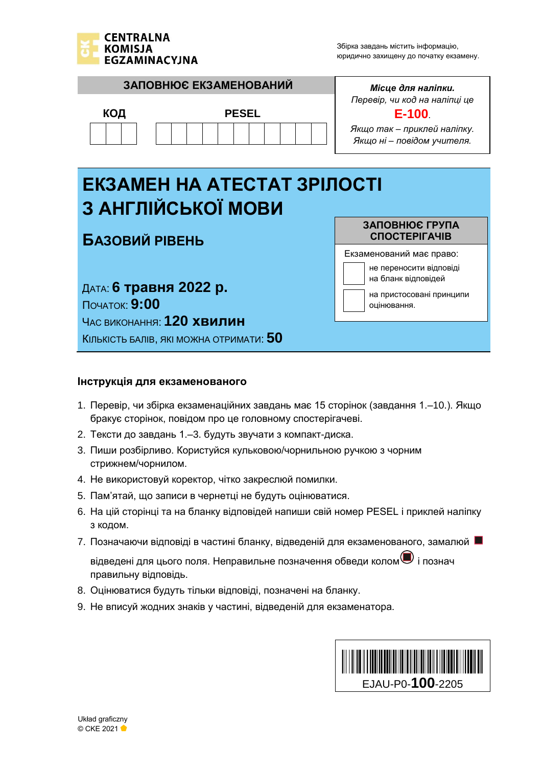CENTRALNA KOMISJA EGZAMINACYJNA

Збірка завдань містить інформацію, юридично захищену до початку екзамену.

**ЗАПОВНЮЄ ЕКЗАМЕНОВАНИЙ**

| КОД | PESEL |
|---|---|
| | |

*Місце для наліпки.*
*Перевір, чи код на наліпці це* **E-100**.
*Якщо так – приклей наліпку.*
*Якщо ні – повідом учителя.*

# ЕКЗАМЕН НА АТЕСТАТ ЗРІЛОСТІ З АНГЛІЙСЬКОЇ МОВИ

## БАЗОВИЙ РІВЕНЬ

ДАТА: **6 травня 2022 р.**
ПОЧАТОК: **9:00**
ЧАС ВИКОНАННЯ: **120 хвилин**
КІЛЬКІСТЬ БАЛІВ, ЯКІ МОЖНА ОТРИМАТИ: **50**

**ЗАПОВНЮЄ ГРУПА СПОСТЕРІГАЧІВ**

Екзаменований має право:
- ☐ не переносити відповіді на бланк відповідей
- ☐ на пристосовані принципи оцінювання.

**Інструкція для екзаменованого**

1. Перевір, чи збірка екзаменаційних завдань має 15 сторінок (завдання 1.–10.). Якщо бракує сторінок, повідом про це головному спостерігачеві.
2. Тексти до завдань 1.–3. будуть звучати з компакт-диска.
3. Пиши розбірливо. Користуйся кульковою/чорнильною ручкою з чорним стрижнем/чорнилом.
4. Не використовуй коректор, чітко закреслюй помилки.
5. Пам'ятай, що записи в чернетці не будуть оцінюватися.
6. На цій сторінці та на бланку відповідей напиши свій номер PESEL і приклей наліпку з кодом.
7. Позначаючи відповіді в частині бланку, відведеній для екзаменованого, замалюй ■ відведені для цього поля. Неправильне позначення обведи колом і познач правильну відповідь.
8. Оцінюватися будуть тільки відповіді, позначені на бланку.
9. Не вписуй жодних знаків у частині, відведеній для екзаменатора.

EJAU-P0-**100**-2205

Układ graficzny
© CKE 2021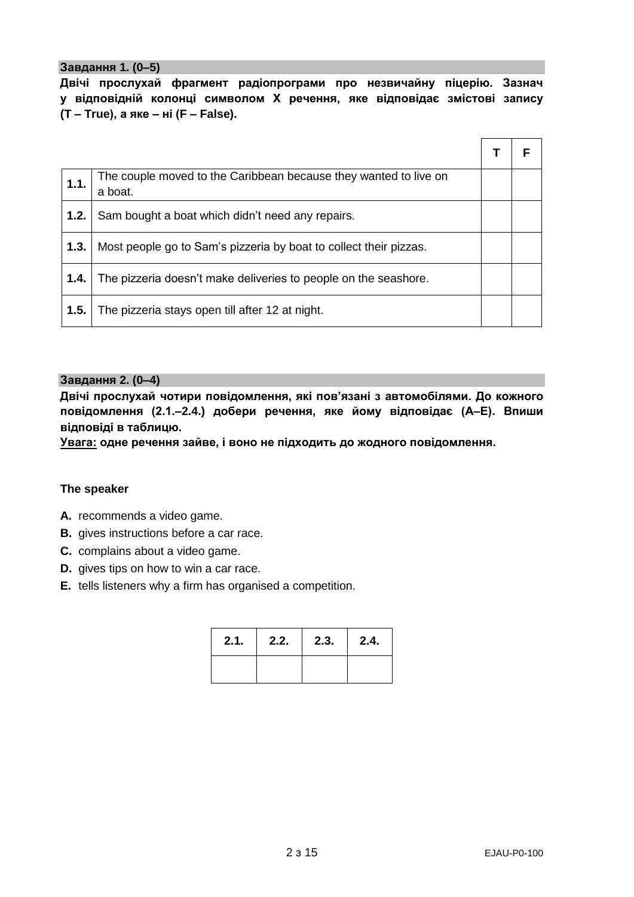**Завдання 1. (0–5)**

**Двічі прослухай фрагмент радіопрограми про незвичайну піцерію. Зазнач у відповідній колонці символом X речення, яке відповідає змістові запису (T – True), а яке – ні (F – False).**

| | | T | F |
|---|---|---|---|
| **1.1.** | The couple moved to the Caribbean because they wanted to live on a boat. | | |
| **1.2.** | Sam bought a boat which didn't need any repairs. | | |
| **1.3.** | Most people go to Sam's pizzeria by boat to collect their pizzas. | | |
| **1.4.** | The pizzeria doesn't make deliveries to people on the seashore. | | |
| **1.5.** | The pizzeria stays open till after 12 at night. | | |

**Завдання 2. (0–4)**

**Двічі прослухай чотири повідомлення, які пов'язані з автомобілями. До кожного повідомлення (2.1.–2.4.) добери речення, яке йому відповідає (A–E). Впиши відповіді в таблицю.**

**Увага: одне речення зайве, і воно не підходить до жодного повідомлення.**

**The speaker**

**A.** recommends a video game.
**B.** gives instructions before a car race.
**C.** complains about a video game.
**D.** gives tips on how to win a car race.
**E.** tells listeners why a firm has organised a competition.

| 2.1. | 2.2. | 2.3. | 2.4. |
|---|---|---|---|
| | | | |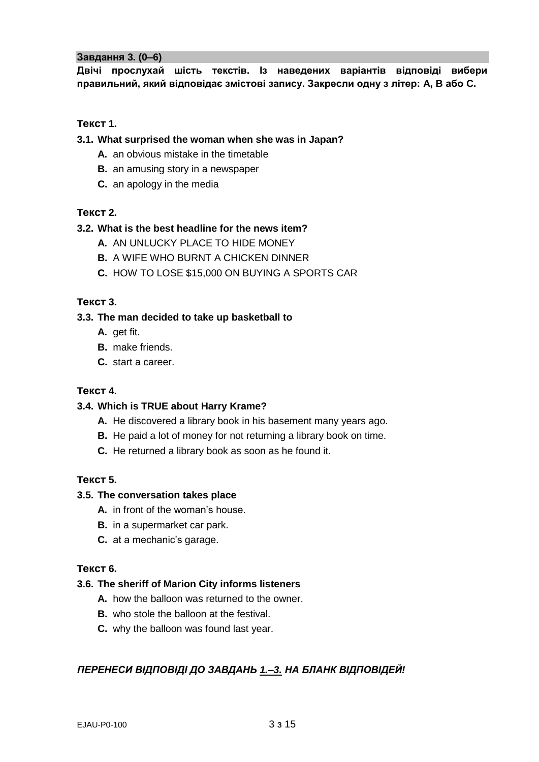**Завдання 3. (0–6)**

**Двічі прослухай шість текстів. Із наведених варіантів відповіді вибери правильний, який відповідає змістові запису. Закресли одну з літер: A, B або C.**

**Текст 1.**

**3.1. What surprised the woman when she was in Japan?**

- **A.** an obvious mistake in the timetable
- **B.** an amusing story in a newspaper
- **C.** an apology in the media

**Текст 2.**

**3.2. What is the best headline for the news item?**

- **A.** AN UNLUCKY PLACE TO HIDE MONEY
- **B.** A WIFE WHO BURNT A CHICKEN DINNER
- **C.** HOW TO LOSE $15,000 ON BUYING A SPORTS CAR

**Текст 3.**

**3.3. The man decided to take up basketball to**

- **A.** get fit.
- **B.** make friends.
- **C.** start a career.

**Текст 4.**

**3.4. Which is TRUE about Harry Krame?**

- **A.** He discovered a library book in his basement many years ago.
- **B.** He paid a lot of money for not returning a library book on time.
- **C.** He returned a library book as soon as he found it.

**Текст 5.**

**3.5. The conversation takes place**

- **A.** in front of the woman's house.
- **B.** in a supermarket car park.
- **C.** at a mechanic's garage.

**Текст 6.**

**3.6. The sheriff of Marion City informs listeners**

- **A.** how the balloon was returned to the owner.
- **B.** who stole the balloon at the festival.
- **C.** why the balloon was found last year.

***ПЕРЕНЕСИ ВІДПОВІДІ ДО ЗАВДАНЬ 1.–3. НА БЛАНК ВІДПОВІДЕЙ!***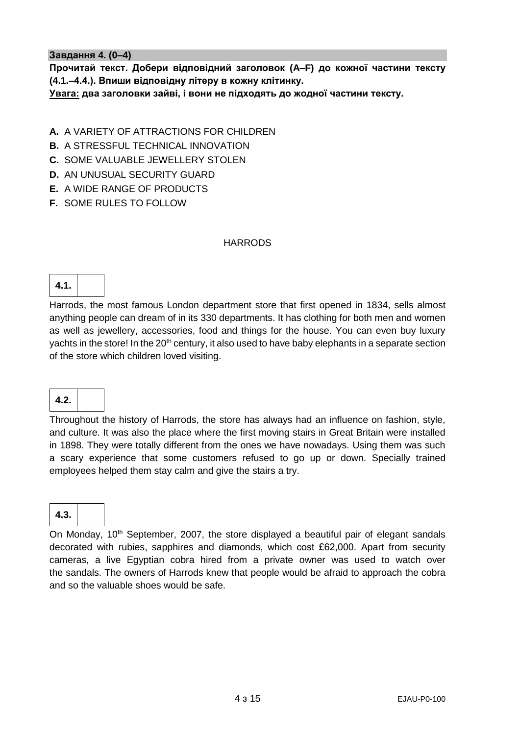**Завдання 4. (0–4)**

**Прочитай текст. Добери відповідний заголовок (A–F) до кожної частини тексту (4.1.–4.4.). Впиши відповідну літеру в кожну клітинку.**

**<u>Увага:</u> два заголовки зайві, і вони не підходять до жодної частини тексту.**

**A.** A VARIETY OF ATTRACTIONS FOR CHILDREN
**B.** A STRESSFUL TECHNICAL INNOVATION
**C.** SOME VALUABLE JEWELLERY STOLEN
**D.** AN UNUSUAL SECURITY GUARD
**E.** A WIDE RANGE OF PRODUCTS
**F.** SOME RULES TO FOLLOW

HARRODS

| **4.1.** | |
|---|---|

Harrods, the most famous London department store that first opened in 1834, sells almost anything people can dream of in its 330 departments. It has clothing for both men and women as well as jewellery, accessories, food and things for the house. You can even buy luxury yachts in the store! In the 20th century, it also used to have baby elephants in a separate section of the store which children loved visiting.

| **4.2.** | |
|---|---|

Throughout the history of Harrods, the store has always had an influence on fashion, style, and culture. It was also the place where the first moving stairs in Great Britain were installed in 1898. They were totally different from the ones we have nowadays. Using them was such a scary experience that some customers refused to go up or down. Specially trained employees helped them stay calm and give the stairs a try.

| **4.3.** | |
|---|---|

On Monday, 10th September, 2007, the store displayed a beautiful pair of elegant sandals decorated with rubies, sapphires and diamonds, which cost £62,000. Apart from security cameras, a live Egyptian cobra hired from a private owner was used to watch over the sandals. The owners of Harrods knew that people would be afraid to approach the cobra and so the valuable shoes would be safe.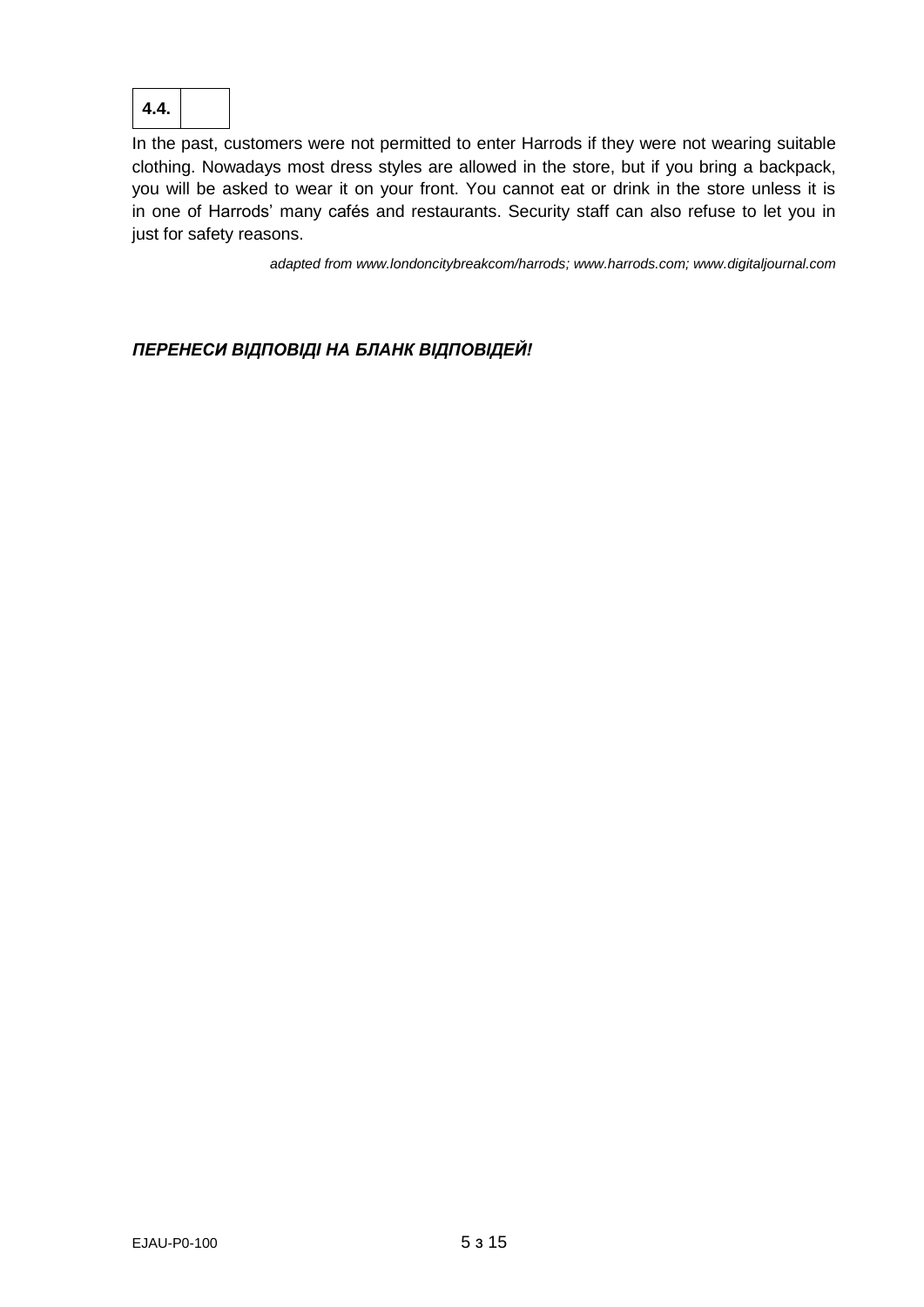| 4.4. | |
|---|---|

In the past, customers were not permitted to enter Harrods if they were not wearing suitable clothing. Nowadays most dress styles are allowed in the store, but if you bring a backpack, you will be asked to wear it on your front. You cannot eat or drink in the store unless it is in one of Harrods' many cafés and restaurants. Security staff can also refuse to let you in just for safety reasons.

*adapted from www.londoncitybreakcom/harrods; www.harrods.com; www.digitaljournal.com*

***ПЕРЕНЕСИ ВІДПОВІДІ НА БЛАНК ВІДПОВІДЕЙ!***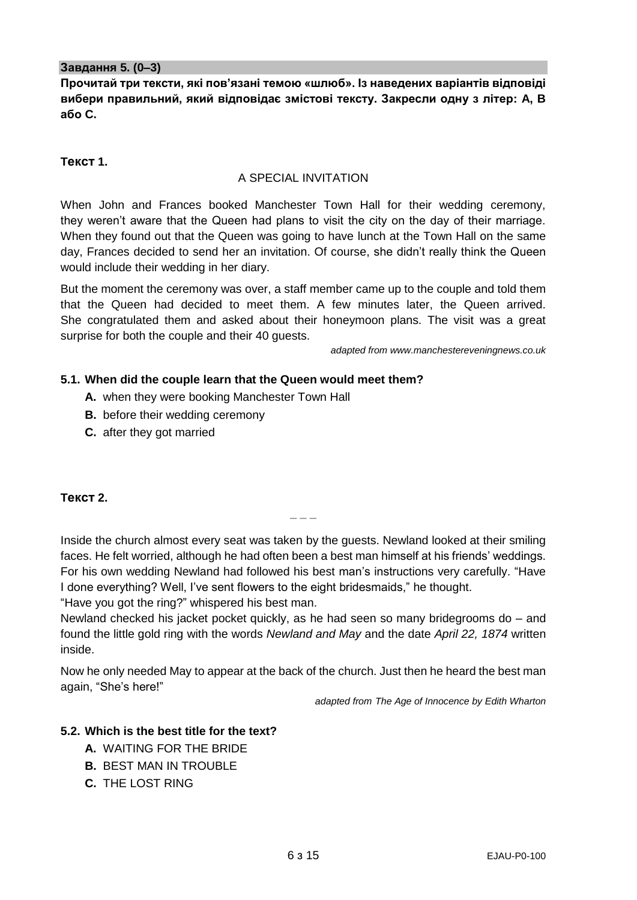**Завдання 5. (0–3)**

**Прочитай три тексти, які пов'язані темою «шлюб». Із наведених варіантів відповіді вибери правильний, який відповідає змістові тексту. Закресли одну з літер: A, B або C.**

**Текст 1.**

A SPECIAL INVITATION

When John and Frances booked Manchester Town Hall for their wedding ceremony, they weren't aware that the Queen had plans to visit the city on the day of their marriage. When they found out that the Queen was going to have lunch at the Town Hall on the same day, Frances decided to send her an invitation. Of course, she didn't really think the Queen would include their wedding in her diary.

But the moment the ceremony was over, a staff member came up to the couple and told them that the Queen had decided to meet them. A few minutes later, the Queen arrived. She congratulated them and asked about their honeymoon plans. The visit was a great surprise for both the couple and their 40 guests.

*adapted from www.manchestereveningnews.co.uk*

**5.1. When did the couple learn that the Queen would meet them?**

**A.** when they were booking Manchester Town Hall
**B.** before their wedding ceremony
**C.** after they got married

**Текст 2.**

– – –

Inside the church almost every seat was taken by the guests. Newland looked at their smiling faces. He felt worried, although he had often been a best man himself at his friends' weddings. For his own wedding Newland had followed his best man's instructions very carefully. "Have I done everything? Well, I've sent flowers to the eight bridesmaids," he thought.
"Have you got the ring?" whispered his best man.
Newland checked his jacket pocket quickly, as he had seen so many bridegrooms do – and found the little gold ring with the words *Newland and May* and the date *April 22, 1874* written inside.

Now he only needed May to appear at the back of the church. Just then he heard the best man again, "She's here!"

*adapted from The Age of Innocence by Edith Wharton*

**5.2. Which is the best title for the text?**

**A.** WAITING FOR THE BRIDE
**B.** BEST MAN IN TROUBLE
**C.** THE LOST RING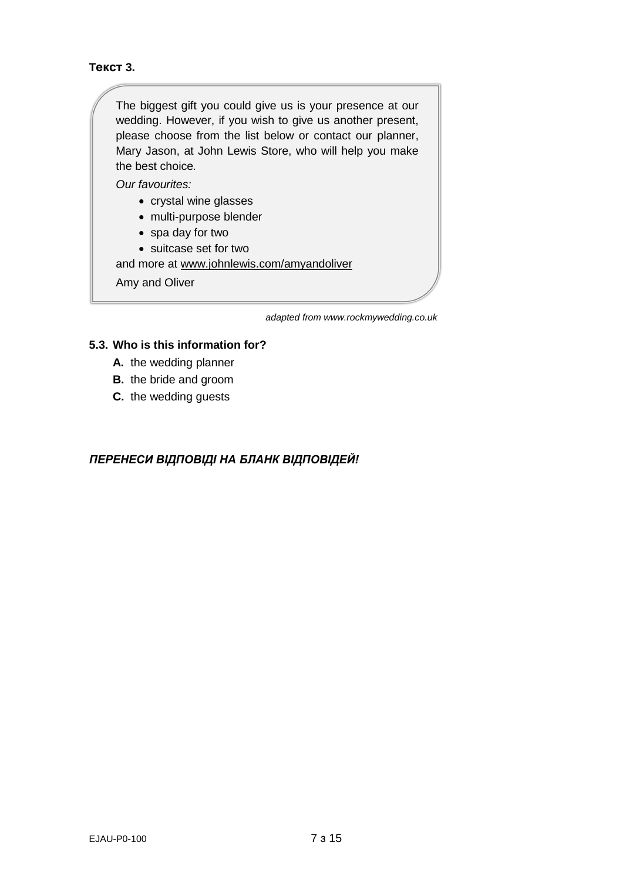**Текст 3.**

The biggest gift you could give us is your presence at our wedding. However, if you wish to give us another present, please choose from the list below or contact our planner, Mary Jason, at John Lewis Store, who will help you make the best choice.

*Our favourites:*

- crystal wine glasses
- multi-purpose blender
- spa day for two
- suitcase set for two

and more at www.johnlewis.com/amyandoliver

Amy and Oliver

*adapted from www.rockmywedding.co.uk*

**5.3. Who is this information for?**

**A.** the wedding planner
**B.** the bride and groom
**C.** the wedding guests

***ПЕРЕНЕСИ ВІДПОВІДІ НА БЛАНК ВІДПОВІДЕЙ!***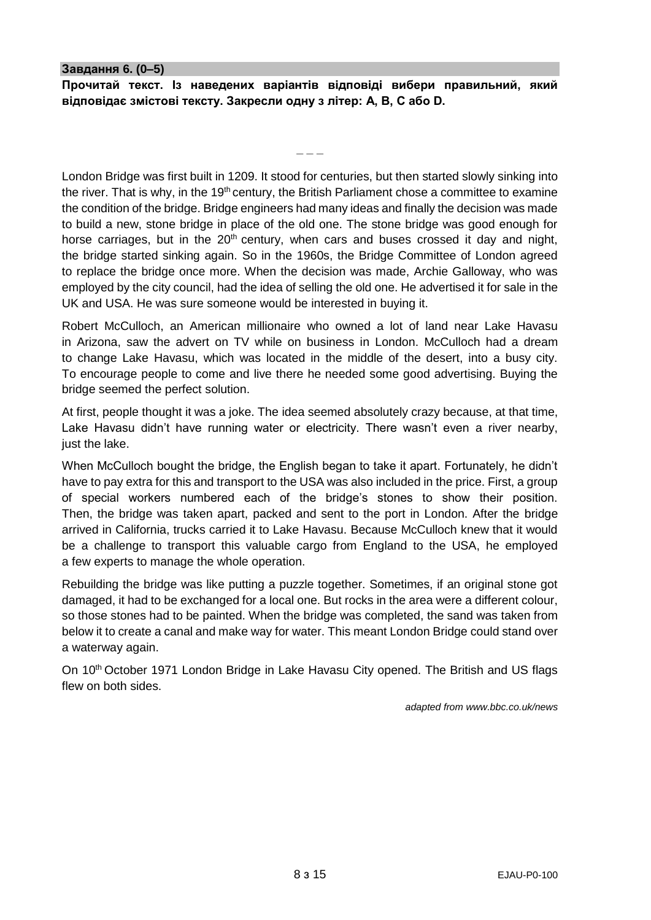**Завдання 6. (0–5)**

**Прочитай текст. Із наведених варіантів відповіді вибери правильний, який відповідає змістові тексту. Закресли одну з літер: A, B, C або D.**

– – –

London Bridge was first built in 1209. It stood for centuries, but then started slowly sinking into the river. That is why, in the 19th century, the British Parliament chose a committee to examine the condition of the bridge. Bridge engineers had many ideas and finally the decision was made to build a new, stone bridge in place of the old one. The stone bridge was good enough for horse carriages, but in the 20th century, when cars and buses crossed it day and night, the bridge started sinking again. So in the 1960s, the Bridge Committee of London agreed to replace the bridge once more. When the decision was made, Archie Galloway, who was employed by the city council, had the idea of selling the old one. He advertised it for sale in the UK and USA. He was sure someone would be interested in buying it.

Robert McCulloch, an American millionaire who owned a lot of land near Lake Havasu in Arizona, saw the advert on TV while on business in London. McCulloch had a dream to change Lake Havasu, which was located in the middle of the desert, into a busy city. To encourage people to come and live there he needed some good advertising. Buying the bridge seemed the perfect solution.

At first, people thought it was a joke. The idea seemed absolutely crazy because, at that time, Lake Havasu didn't have running water or electricity. There wasn't even a river nearby, just the lake.

When McCulloch bought the bridge, the English began to take it apart. Fortunately, he didn't have to pay extra for this and transport to the USA was also included in the price. First, a group of special workers numbered each of the bridge's stones to show their position. Then, the bridge was taken apart, packed and sent to the port in London. After the bridge arrived in California, trucks carried it to Lake Havasu. Because McCulloch knew that it would be a challenge to transport this valuable cargo from England to the USA, he employed a few experts to manage the whole operation.

Rebuilding the bridge was like putting a puzzle together. Sometimes, if an original stone got damaged, it had to be exchanged for a local one. But rocks in the area were a different colour, so those stones had to be painted. When the bridge was completed, the sand was taken from below it to create a canal and make way for water. This meant London Bridge could stand over a waterway again.

On 10th October 1971 London Bridge in Lake Havasu City opened. The British and US flags flew on both sides.

*adapted from www.bbc.co.uk/news*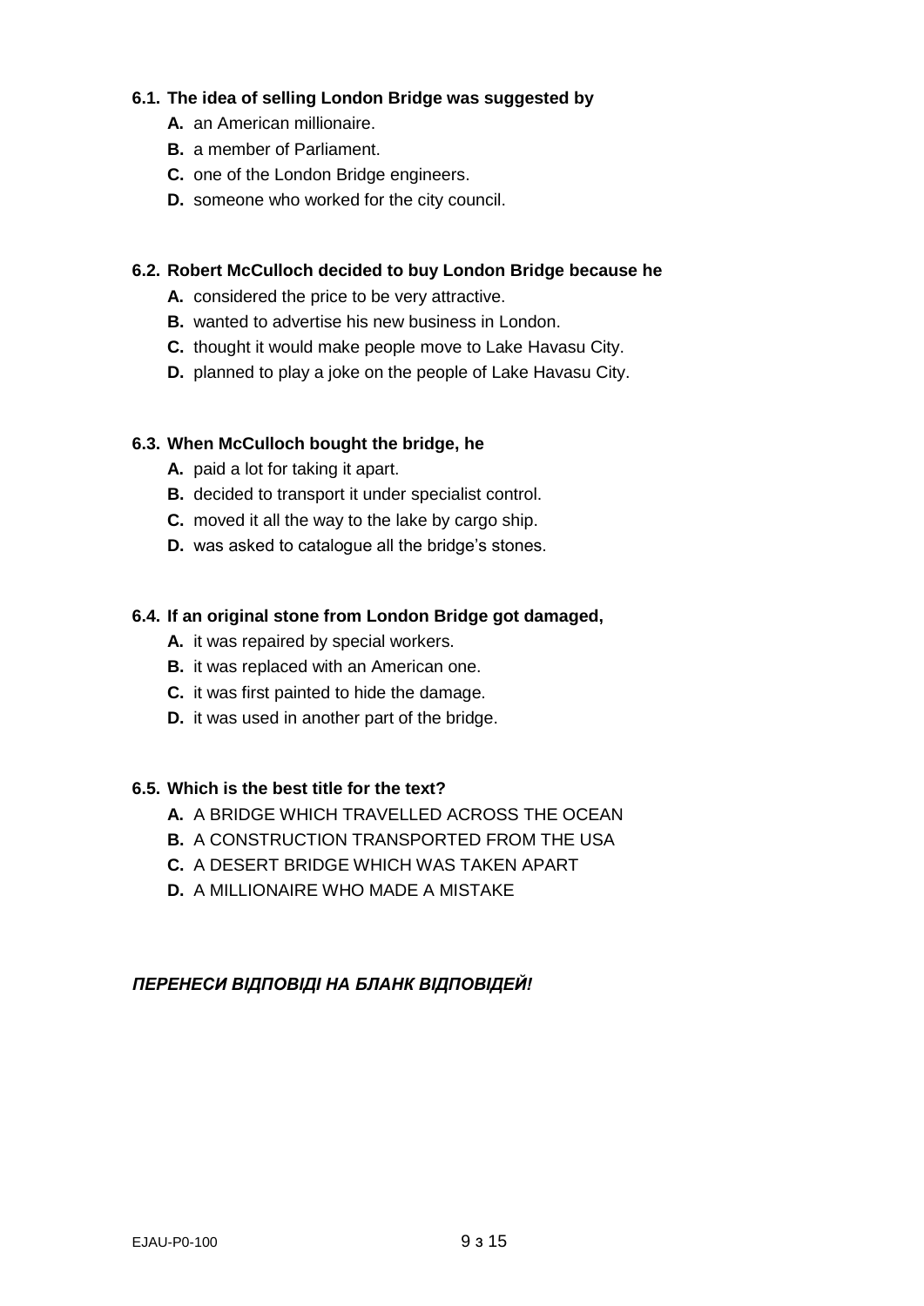**6.1. The idea of selling London Bridge was suggested by**

- **A.** an American millionaire.
- **B.** a member of Parliament.
- **C.** one of the London Bridge engineers.
- **D.** someone who worked for the city council.

**6.2. Robert McCulloch decided to buy London Bridge because he**

- **A.** considered the price to be very attractive.
- **B.** wanted to advertise his new business in London.
- **C.** thought it would make people move to Lake Havasu City.
- **D.** planned to play a joke on the people of Lake Havasu City.

**6.3. When McCulloch bought the bridge, he**

- **A.** paid a lot for taking it apart.
- **B.** decided to transport it under specialist control.
- **C.** moved it all the way to the lake by cargo ship.
- **D.** was asked to catalogue all the bridge's stones.

**6.4. If an original stone from London Bridge got damaged,**

- **A.** it was repaired by special workers.
- **B.** it was replaced with an American one.
- **C.** it was first painted to hide the damage.
- **D.** it was used in another part of the bridge.

**6.5. Which is the best title for the text?**

- **A.** A BRIDGE WHICH TRAVELLED ACROSS THE OCEAN
- **B.** A CONSTRUCTION TRANSPORTED FROM THE USA
- **C.** A DESERT BRIDGE WHICH WAS TAKEN APART
- **D.** A MILLIONAIRE WHO MADE A MISTAKE

***ПЕРЕНЕСИ ВІДПОВІДІ НА БЛАНК ВІДПОВІДЕЙ!***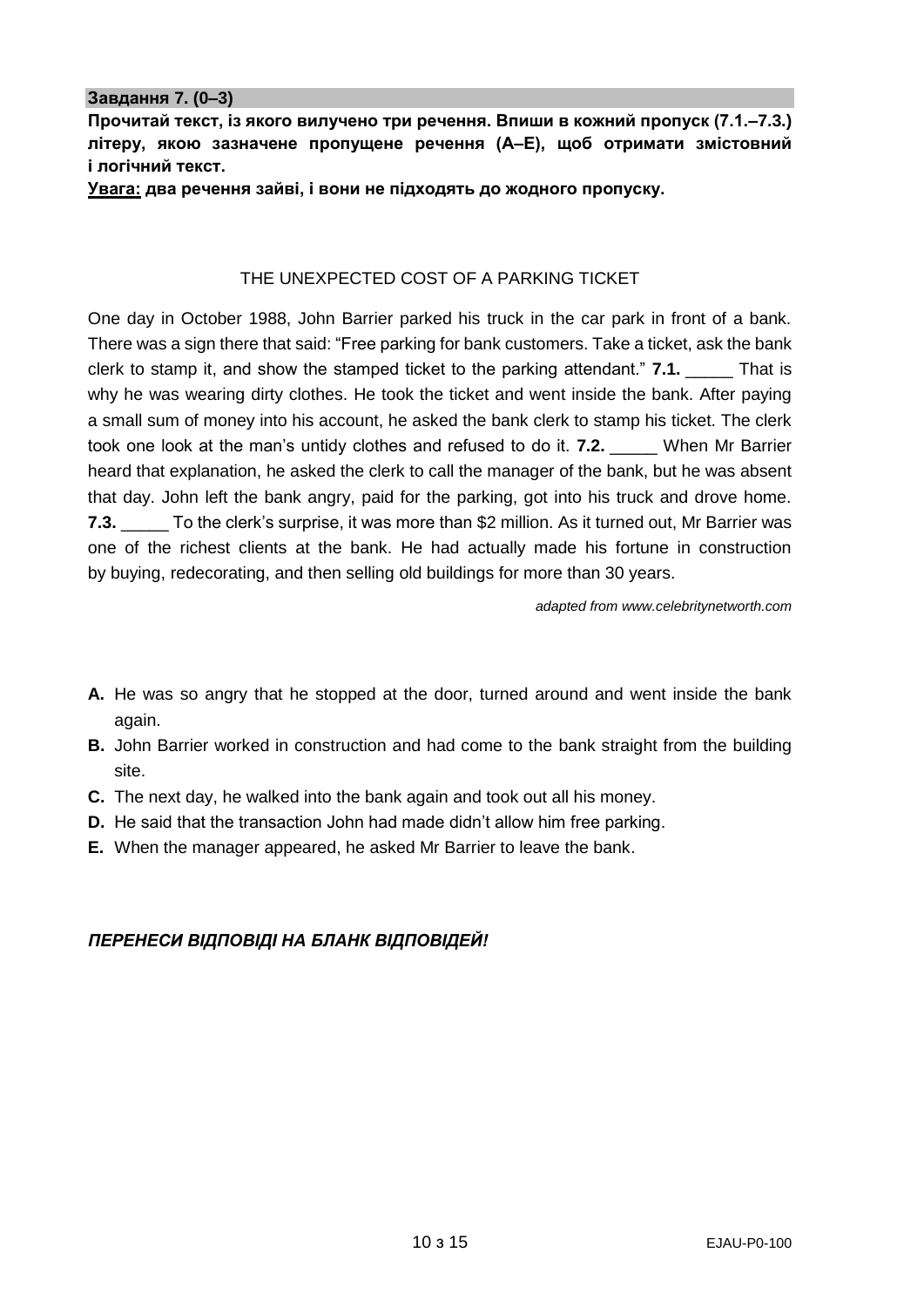**Завдання 7. (0–3)**

**Прочитай текст, із якого вилучено три речення. Впиши в кожний пропуск (7.1.–7.3.) літеру, якою зазначене пропущене речення (A–E), щоб отримати змістовний і логічний текст.**

**<u>Увага:</u> два речення зайві, і вони не підходять до жодного пропуску.**

THE UNEXPECTED COST OF A PARKING TICKET

One day in October 1988, John Barrier parked his truck in the car park in front of a bank. There was a sign there that said: "Free parking for bank customers. Take a ticket, ask the bank clerk to stamp it, and show the stamped ticket to the parking attendant." **7.1.** _____ That is why he was wearing dirty clothes. He took the ticket and went inside the bank. After paying a small sum of money into his account, he asked the bank clerk to stamp his ticket. The clerk took one look at the man's untidy clothes and refused to do it. **7.2.** _____ When Mr Barrier heard that explanation, he asked the clerk to call the manager of the bank, but he was absent that day. John left the bank angry, paid for the parking, got into his truck and drove home. **7.3.** _____ To the clerk's surprise, it was more than $2 million. As it turned out, Mr Barrier was one of the richest clients at the bank. He had actually made his fortune in construction by buying, redecorating, and then selling old buildings for more than 30 years.

*adapted from www.celebritynetworth.com*

**A.** He was so angry that he stopped at the door, turned around and went inside the bank again.

**B.** John Barrier worked in construction and had come to the bank straight from the building site.

**C.** The next day, he walked into the bank again and took out all his money.

**D.** He said that the transaction John had made didn't allow him free parking.

**E.** When the manager appeared, he asked Mr Barrier to leave the bank.

***ПЕРЕНЕСИ ВІДПОВІДІ НА БЛАНК ВІДПОВІДЕЙ!***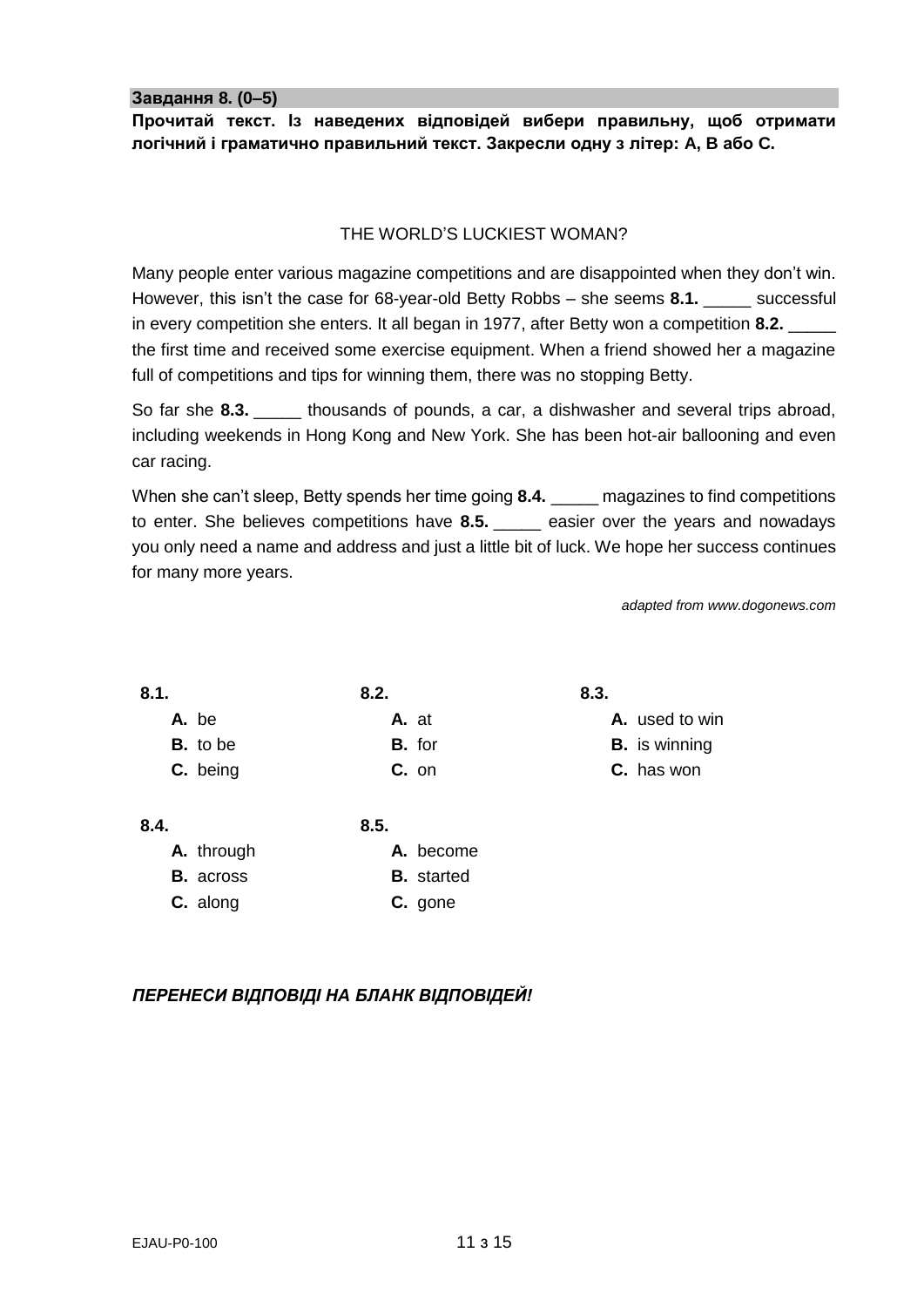**Завдання 8. (0–5)**

**Прочитай текст. Із наведених відповідей вибери правильну, щоб отримати логічний і граматично правильний текст. Закресли одну з літер: A, B або C.**

THE WORLD'S LUCKIEST WOMAN?

Many people enter various magazine competitions and are disappointed when they don't win. However, this isn't the case for 68-year-old Betty Robbs – she seems **8.1.** _____ successful in every competition she enters. It all began in 1977, after Betty won a competition **8.2.** _____ the first time and received some exercise equipment. When a friend showed her a magazine full of competitions and tips for winning them, there was no stopping Betty.

So far she **8.3.** _____ thousands of pounds, a car, a dishwasher and several trips abroad, including weekends in Hong Kong and New York. She has been hot-air ballooning and even car racing.

When she can't sleep, Betty spends her time going **8.4.** _____ magazines to find competitions to enter. She believes competitions have **8.5.** _____ easier over the years and nowadays you only need a name and address and just a little bit of luck. We hope her success continues for many more years.

*adapted from www.dogonews.com*

**8.1.**
- **A.** be
- **B.** to be
- **C.** being

**8.2.**
- **A.** at
- **B.** for
- **C.** on

**8.3.**
- **A.** used to win
- **B.** is winning
- **C.** has won

**8.4.**
- **A.** through
- **B.** across
- **C.** along

**8.5.**
- **A.** become
- **B.** started
- **C.** gone

***ПЕРЕНЕСИ ВІДПОВІДІ НА БЛАНК ВІДПОВІДЕЙ!***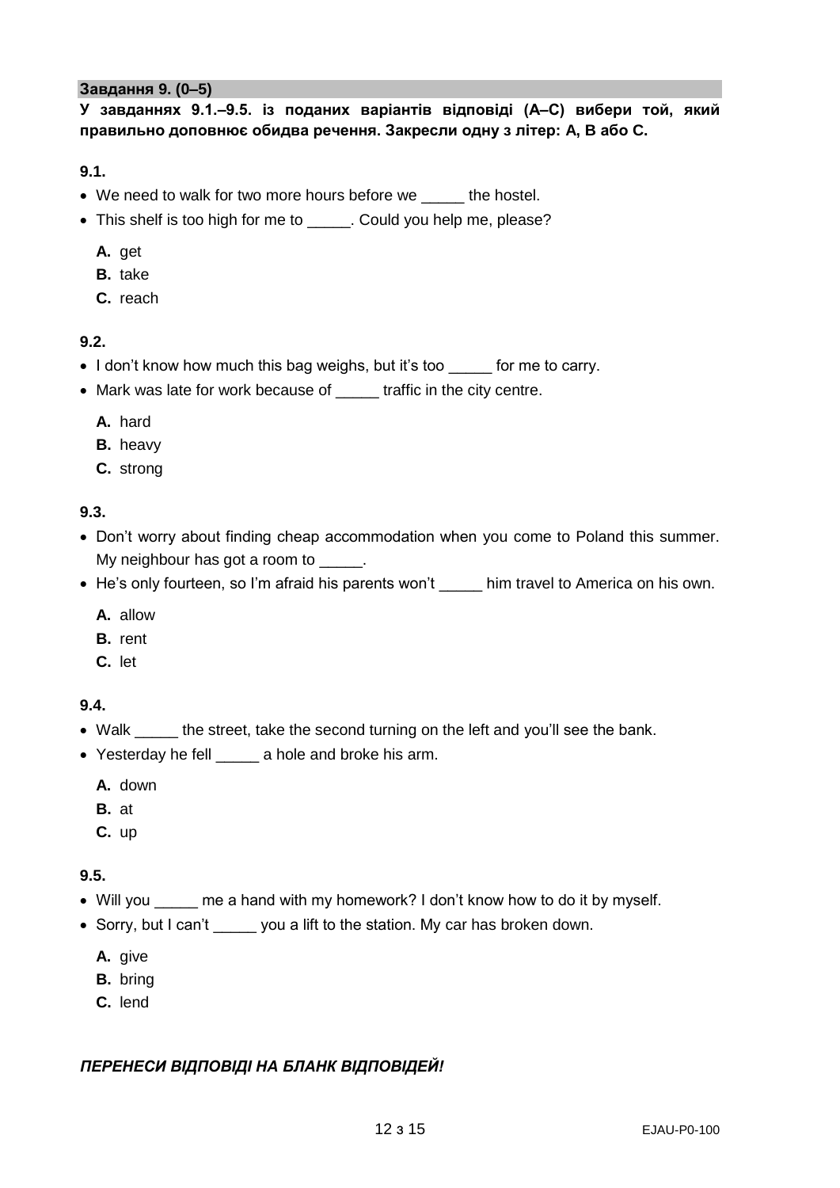**Завдання 9. (0–5)**

**У завданнях 9.1.–9.5. із поданих варіантів відповіді (A–C) вибери той, який правильно доповнює обидва речення. Закресли одну з літер: A, B або C.**

**9.1.**

- We need to walk for two more hours before we _____ the hostel.
- This shelf is too high for me to _____. Could you help me, please?

**A.** get
**B.** take
**C.** reach

**9.2.**

- I don't know how much this bag weighs, but it's too _____ for me to carry.
- Mark was late for work because of _____ traffic in the city centre.

**A.** hard
**B.** heavy
**C.** strong

**9.3.**

- Don't worry about finding cheap accommodation when you come to Poland this summer. My neighbour has got a room to _____.
- He's only fourteen, so I'm afraid his parents won't _____ him travel to America on his own.

**A.** allow
**B.** rent
**C.** let

**9.4.**

- Walk _____ the street, take the second turning on the left and you'll see the bank.
- Yesterday he fell _____ a hole and broke his arm.

**A.** down
**B.** at
**C.** up

**9.5.**

- Will you _____ me a hand with my homework? I don't know how to do it by myself.
- Sorry, but I can't _____ you a lift to the station. My car has broken down.

**A.** give
**B.** bring
**C.** lend

***ПЕРЕНЕСИ ВІДПОВІДІ НА БЛАНК ВІДПОВІДЕЙ!***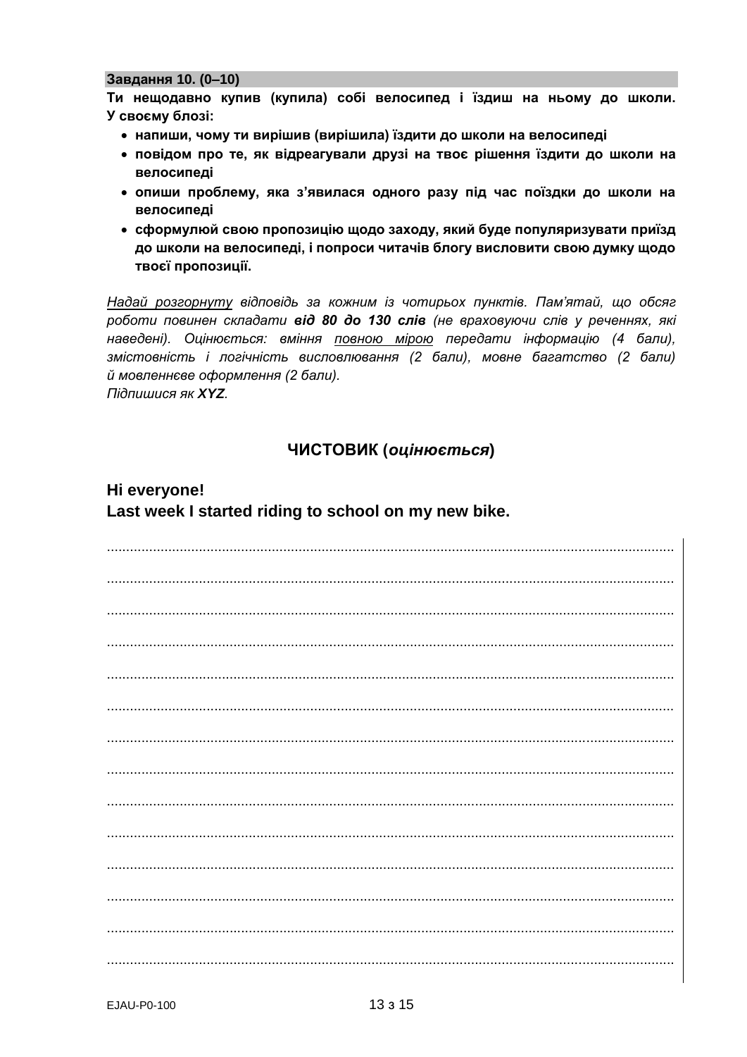**Завдання 10. (0–10)**

**Ти нещодавно купив (купила) собі велосипед і їздиш на ньому до школи. У своєму блозі:**

- **напиши, чому ти вирішив (вирішила) їздити до школи на велосипеді**
- **повідом про те, як відреагували друзі на твоє рішення їздити до школи на велосипеді**
- **опиши проблему, яка з'явилася одного разу під час поїздки до школи на велосипеді**
- **сформулюй свою пропозицію щодо заходу, який буде популяризувати приїзд до школи на велосипеді, і попроси читачів блогу висловити свою думку щодо твоєї пропозиції.**

*Надай розгорнуту відповідь за кожним із чотирьох пунктів. Пам'ятай, що обсяг роботи повинен складати **від 80 до 130 слів** (не враховуючи слів у реченнях, які наведені). Оцінюється: вміння повною мірою передати інформацію (4 бали), змістовність і логічність висловлювання (2 бали), мовне багатство (2 бали) й мовленнєве оформлення (2 бали).*

*Підпишися як **XYZ**.*

## ЧИСТОВИК (*оцінюється*)

**Hi everyone!**

**Last week I started riding to school on my new bike.**

........................................................................................................................................

........................................................................................................................................

........................................................................................................................................

........................................................................................................................................

........................................................................................................................................

........................................................................................................................................

........................................................................................................................................

........................................................................................................................................

........................................................................................................................................

........................................................................................................................................

........................................................................................................................................

........................................................................................................................................

........................................................................................................................................

........................................................................................................................................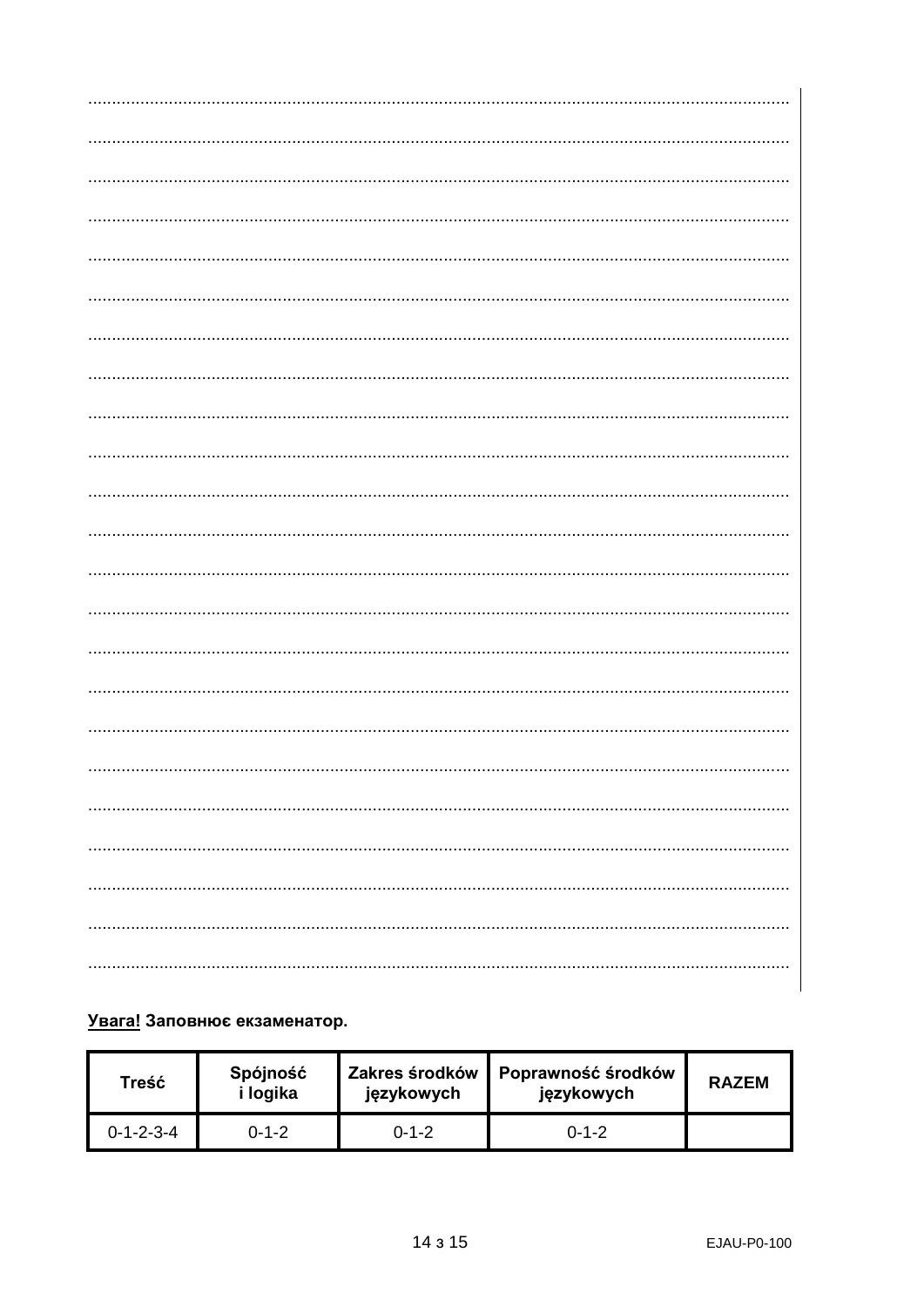**Увага!** Заповнює екзаменатор.

| Treść | Spójność i logika | Zakres środków językowych | Poprawność środków językowych | RAZEM |
|---|---|---|---|---|
| 0-1-2-3-4 | 0-1-2 | 0-1-2 | 0-1-2 | |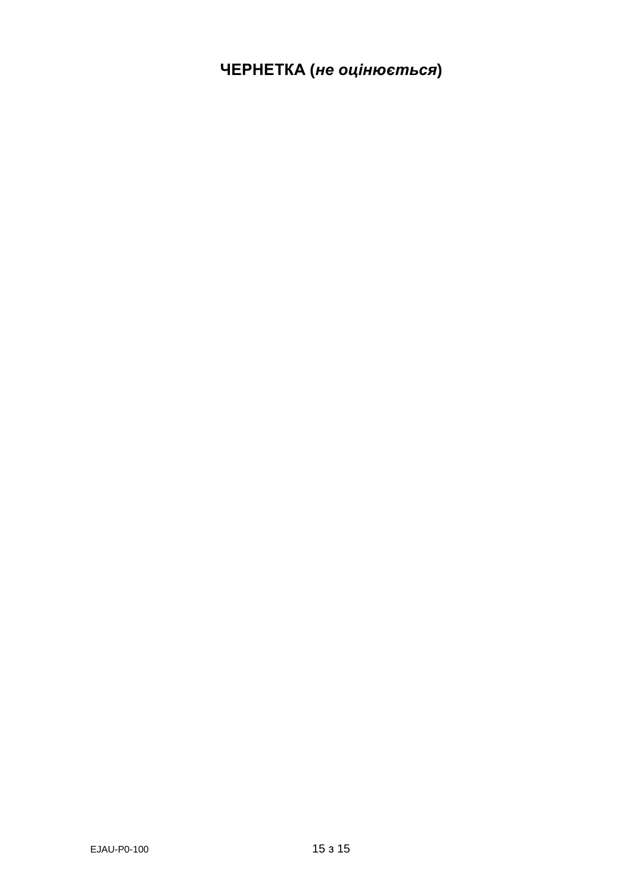**ЧЕРНЕТКА (*не оцінюється*)**